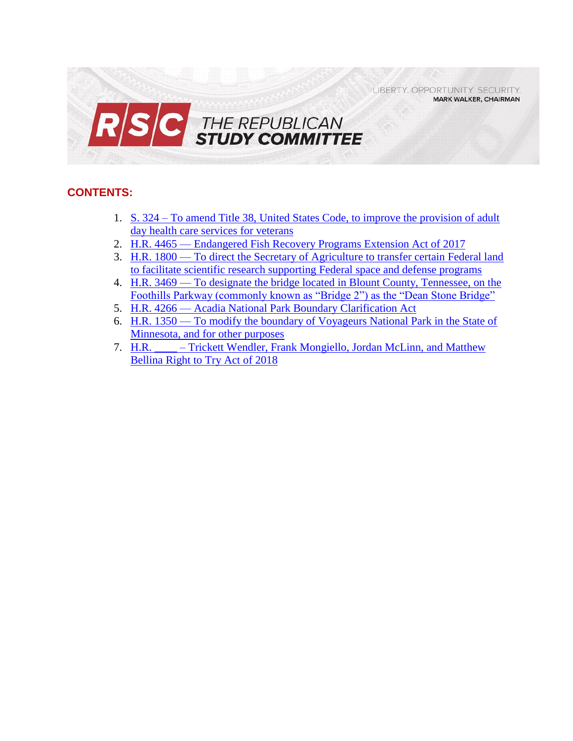LIBERTY. OPPORTUNITY. SECURITY.
MARK WALKER, CHAIRMAN

# RSC THE REPUBLICAN STUDY COMMITTEE

## CONTENTS:

1. S. 324 – To amend Title 38, United States Code, to improve the provision of adult day health care services for veterans
2. H.R. 4465 — Endangered Fish Recovery Programs Extension Act of 2017
3. H.R. 1800 — To direct the Secretary of Agriculture to transfer certain Federal land to facilitate scientific research supporting Federal space and defense programs
4. H.R. 3469 — To designate the bridge located in Blount County, Tennessee, on the Foothills Parkway (commonly known as "Bridge 2") as the "Dean Stone Bridge"
5. H.R. 4266 — Acadia National Park Boundary Clarification Act
6. H.R. 1350 — To modify the boundary of Voyageurs National Park in the State of Minnesota, and for other purposes
7. H.R. ____ – Trickett Wendler, Frank Mongiello, Jordan McLinn, and Matthew Bellina Right to Try Act of 2018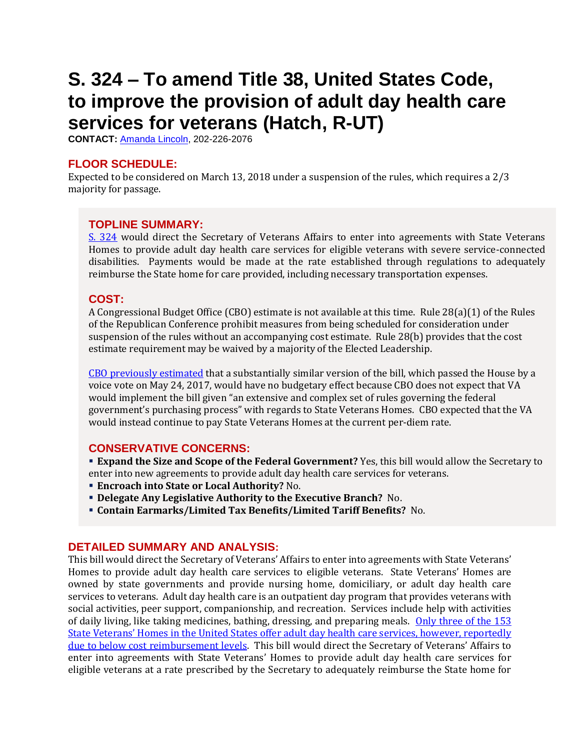# S. 324 – To amend Title 38, United States Code, to improve the provision of adult day health care services for veterans (Hatch, R-UT)

**CONTACT:** Amanda Lincoln, 202-226-2076

## FLOOR SCHEDULE:

Expected to be considered on March 13, 2018 under a suspension of the rules, which requires a 2/3 majority for passage.

## TOPLINE SUMMARY:

S. 324 would direct the Secretary of Veterans Affairs to enter into agreements with State Veterans Homes to provide adult day health care services for eligible veterans with severe service-connected disabilities. Payments would be made at the rate established through regulations to adequately reimburse the State home for care provided, including necessary transportation expenses.

## COST:

A Congressional Budget Office (CBO) estimate is not available at this time. Rule 28(a)(1) of the Rules of the Republican Conference prohibit measures from being scheduled for consideration under suspension of the rules without an accompanying cost estimate. Rule 28(b) provides that the cost estimate requirement may be waived by a majority of the Elected Leadership.

CBO previously estimated that a substantially similar version of the bill, which passed the House by a voice vote on May 24, 2017, would have no budgetary effect because CBO does not expect that VA would implement the bill given "an extensive and complex set of rules governing the federal government's purchasing process" with regards to State Veterans Homes. CBO expected that the VA would instead continue to pay State Veterans Homes at the current per-diem rate.

## CONSERVATIVE CONCERNS:

- **Expand the Size and Scope of the Federal Government?** Yes, this bill would allow the Secretary to enter into new agreements to provide adult day health care services for veterans.
- **Encroach into State or Local Authority?** No.
- **Delegate Any Legislative Authority to the Executive Branch?** No.
- **Contain Earmarks/Limited Tax Benefits/Limited Tariff Benefits?** No.

## DETAILED SUMMARY AND ANALYSIS:

This bill would direct the Secretary of Veterans' Affairs to enter into agreements with State Veterans' Homes to provide adult day health care services to eligible veterans. State Veterans' Homes are owned by state governments and provide nursing home, domiciliary, or adult day health care services to veterans. Adult day health care is an outpatient day program that provides veterans with social activities, peer support, companionship, and recreation. Services include help with activities of daily living, like taking medicines, bathing, dressing, and preparing meals. Only three of the 153 State Veterans' Homes in the United States offer adult day health care services, however, reportedly due to below cost reimbursement levels. This bill would direct the Secretary of Veterans' Affairs to enter into agreements with State Veterans' Homes to provide adult day health care services for eligible veterans at a rate prescribed by the Secretary to adequately reimburse the State home for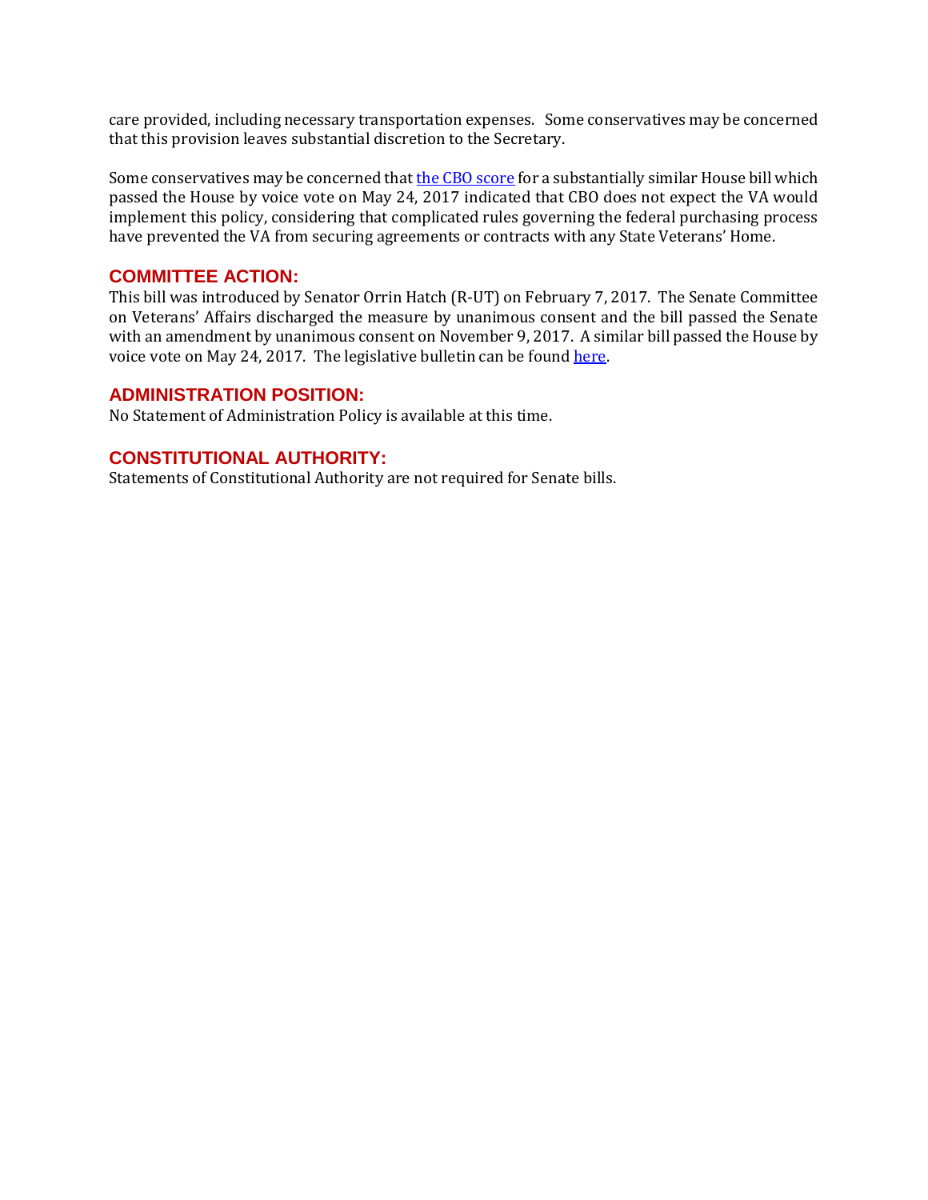care provided, including necessary transportation expenses. Some conservatives may be concerned that this provision leaves substantial discretion to the Secretary.

Some conservatives may be concerned that the CBO score for a substantially similar House bill which passed the House by voice vote on May 24, 2017 indicated that CBO does not expect the VA would implement this policy, considering that complicated rules governing the federal purchasing process have prevented the VA from securing agreements or contracts with any State Veterans' Home.

## COMMITTEE ACTION:

This bill was introduced by Senator Orrin Hatch (R-UT) on February 7, 2017. The Senate Committee on Veterans' Affairs discharged the measure by unanimous consent and the bill passed the Senate with an amendment by unanimous consent on November 9, 2017. A similar bill passed the House by voice vote on May 24, 2017. The legislative bulletin can be found here.

## ADMINISTRATION POSITION:

No Statement of Administration Policy is available at this time.

## CONSTITUTIONAL AUTHORITY:

Statements of Constitutional Authority are not required for Senate bills.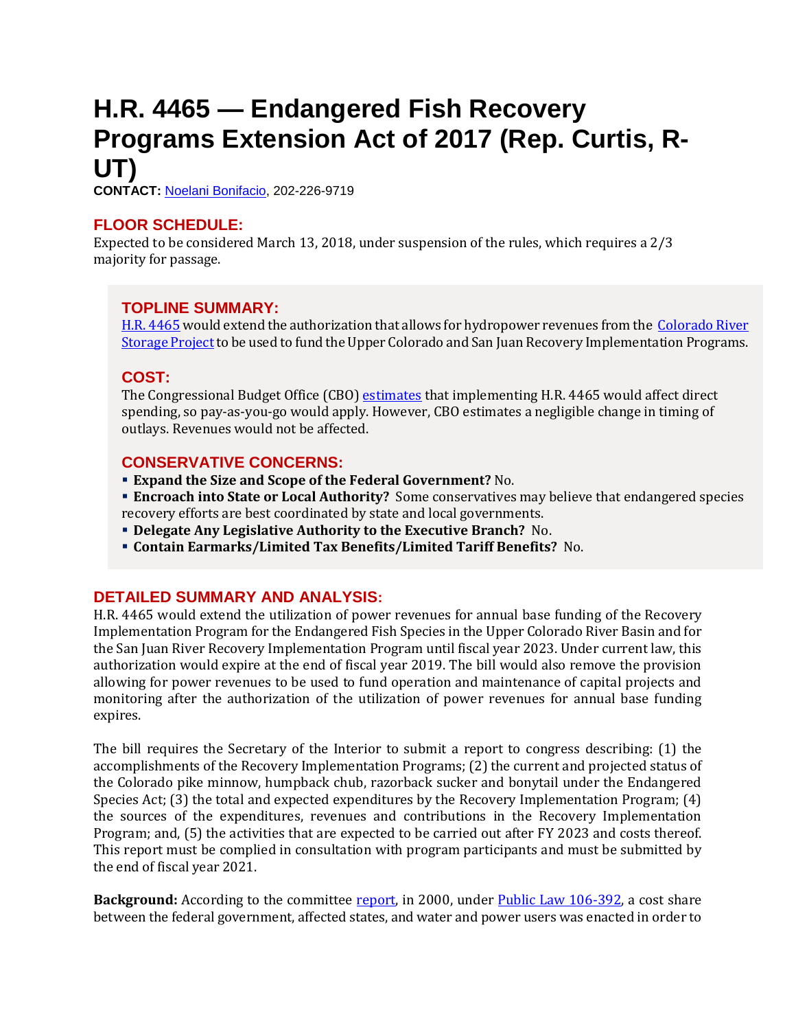# H.R. 4465 — Endangered Fish Recovery Programs Extension Act of 2017 (Rep. Curtis, R-UT)

**CONTACT:** [Noelani Bonifacio](), 202-226-9719

## FLOOR SCHEDULE:

Expected to be considered March 13, 2018, under suspension of the rules, which requires a 2/3 majority for passage.

## TOPLINE SUMMARY:

[H.R. 4465]() would extend the authorization that allows for hydropower revenues from the [Colorado River Storage Project]() to be used to fund the Upper Colorado and San Juan Recovery Implementation Programs.

## COST:

The Congressional Budget Office (CBO) [estimates]() that implementing H.R. 4465 would affect direct spending, so pay-as-you-go would apply. However, CBO estimates a negligible change in timing of outlays. Revenues would not be affected.

## CONSERVATIVE CONCERNS:

- **Expand the Size and Scope of the Federal Government?** No.
- **Encroach into State or Local Authority?** Some conservatives may believe that endangered species recovery efforts are best coordinated by state and local governments.
- **Delegate Any Legislative Authority to the Executive Branch?** No.
- **Contain Earmarks/Limited Tax Benefits/Limited Tariff Benefits?** No.

## DETAILED SUMMARY AND ANALYSIS:

H.R. 4465 would extend the utilization of power revenues for annual base funding of the Recovery Implementation Program for the Endangered Fish Species in the Upper Colorado River Basin and for the San Juan River Recovery Implementation Program until fiscal year 2023. Under current law, this authorization would expire at the end of fiscal year 2019. The bill would also remove the provision allowing for power revenues to be used to fund operation and maintenance of capital projects and monitoring after the authorization of the utilization of power revenues for annual base funding expires.

The bill requires the Secretary of the Interior to submit a report to congress describing: (1) the accomplishments of the Recovery Implementation Programs; (2) the current and projected status of the Colorado pike minnow, humpback chub, razorback sucker and bonytail under the Endangered Species Act; (3) the total and expected expenditures by the Recovery Implementation Program; (4) the sources of the expenditures, revenues and contributions in the Recovery Implementation Program; and, (5) the activities that are expected to be carried out after FY 2023 and costs thereof. This report must be complied in consultation with program participants and must be submitted by the end of fiscal year 2021.

**Background:** According to the committee [report](), in 2000, under [Public Law 106-392](), a cost share between the federal government, affected states, and water and power users was enacted in order to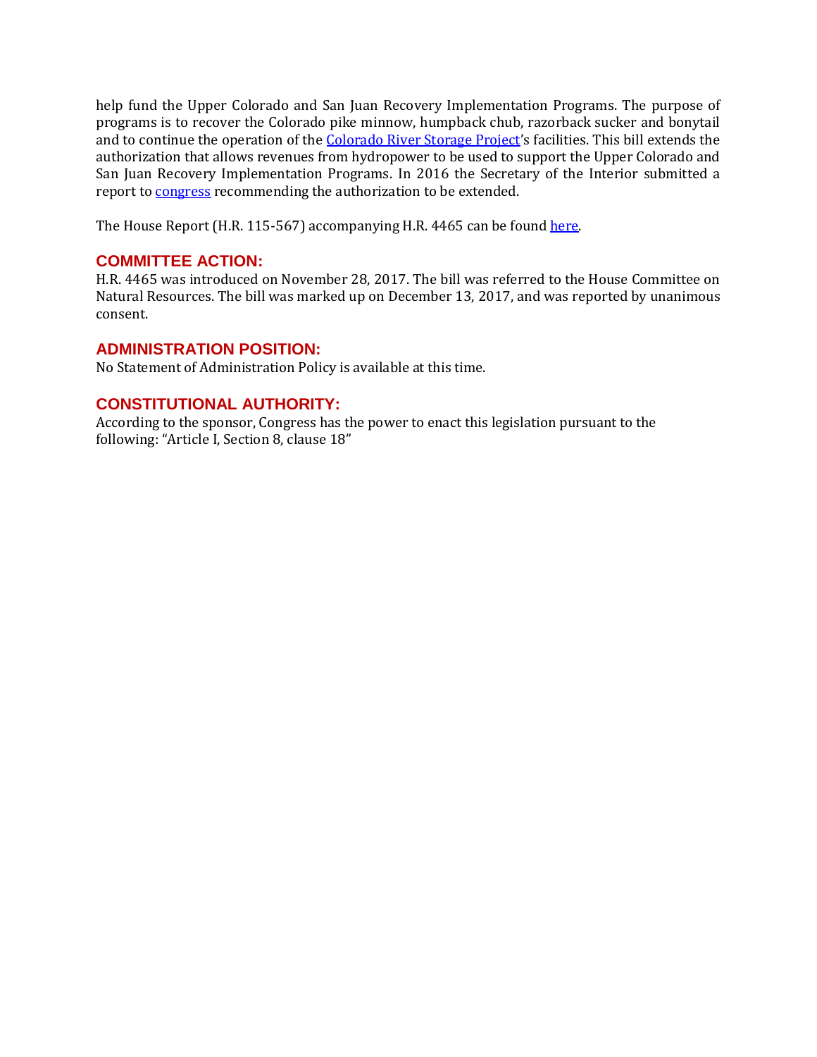help fund the Upper Colorado and San Juan Recovery Implementation Programs. The purpose of programs is to recover the Colorado pike minnow, humpback chub, razorback sucker and bonytail and to continue the operation of the Colorado River Storage Project's facilities. This bill extends the authorization that allows revenues from hydropower to be used to support the Upper Colorado and San Juan Recovery Implementation Programs. In 2016 the Secretary of the Interior submitted a report to congress recommending the authorization to be extended.

The House Report (H.R. 115-567) accompanying H.R. 4465 can be found here.

## COMMITTEE ACTION:

H.R. 4465 was introduced on November 28, 2017. The bill was referred to the House Committee on Natural Resources. The bill was marked up on December 13, 2017, and was reported by unanimous consent.

## ADMINISTRATION POSITION:

No Statement of Administration Policy is available at this time.

## CONSTITUTIONAL AUTHORITY:

According to the sponsor, Congress has the power to enact this legislation pursuant to the following: "Article I, Section 8, clause 18"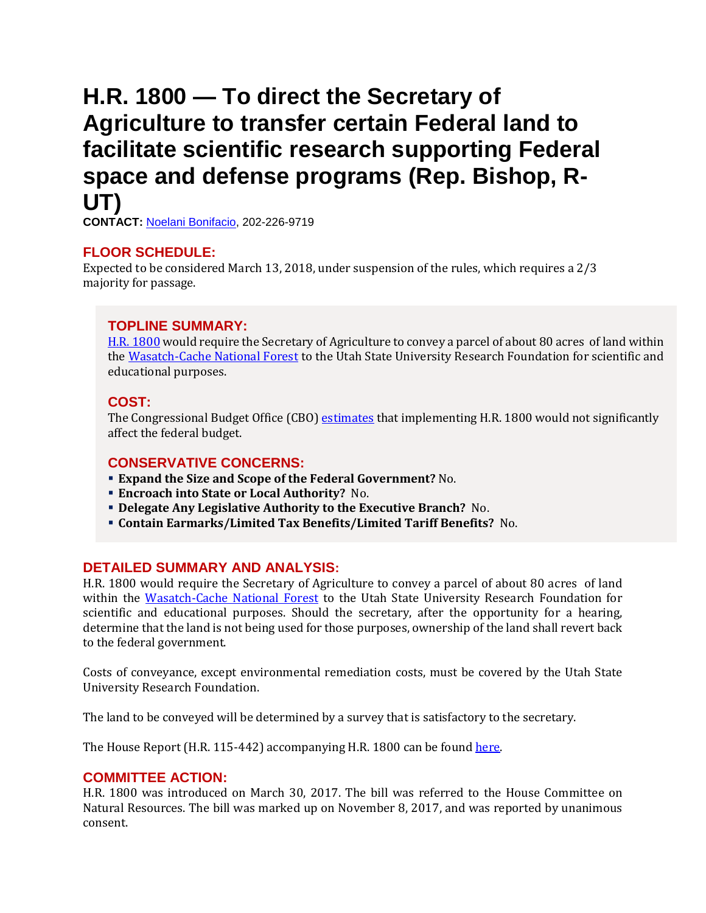# H.R. 1800 — To direct the Secretary of Agriculture to transfer certain Federal land to facilitate scientific research supporting Federal space and defense programs (Rep. Bishop, R-UT)

**CONTACT:** Noelani Bonifacio, 202-226-9719

## FLOOR SCHEDULE:

Expected to be considered March 13, 2018, under suspension of the rules, which requires a 2/3 majority for passage.

## TOPLINE SUMMARY:

H.R. 1800 would require the Secretary of Agriculture to convey a parcel of about 80 acres of land within the Wasatch-Cache National Forest to the Utah State University Research Foundation for scientific and educational purposes.

## COST:

The Congressional Budget Office (CBO) estimates that implementing H.R. 1800 would not significantly affect the federal budget.

## CONSERVATIVE CONCERNS:

- **Expand the Size and Scope of the Federal Government?** No.
- **Encroach into State or Local Authority?** No.
- **Delegate Any Legislative Authority to the Executive Branch?** No.
- **Contain Earmarks/Limited Tax Benefits/Limited Tariff Benefits?** No.

## DETAILED SUMMARY AND ANALYSIS:

H.R. 1800 would require the Secretary of Agriculture to convey a parcel of about 80 acres of land within the Wasatch-Cache National Forest to the Utah State University Research Foundation for scientific and educational purposes. Should the secretary, after the opportunity for a hearing, determine that the land is not being used for those purposes, ownership of the land shall revert back to the federal government.

Costs of conveyance, except environmental remediation costs, must be covered by the Utah State University Research Foundation.

The land to be conveyed will be determined by a survey that is satisfactory to the secretary.

The House Report (H.R. 115-442) accompanying H.R. 1800 can be found here.

## COMMITTEE ACTION:

H.R. 1800 was introduced on March 30, 2017. The bill was referred to the House Committee on Natural Resources. The bill was marked up on November 8, 2017, and was reported by unanimous consent.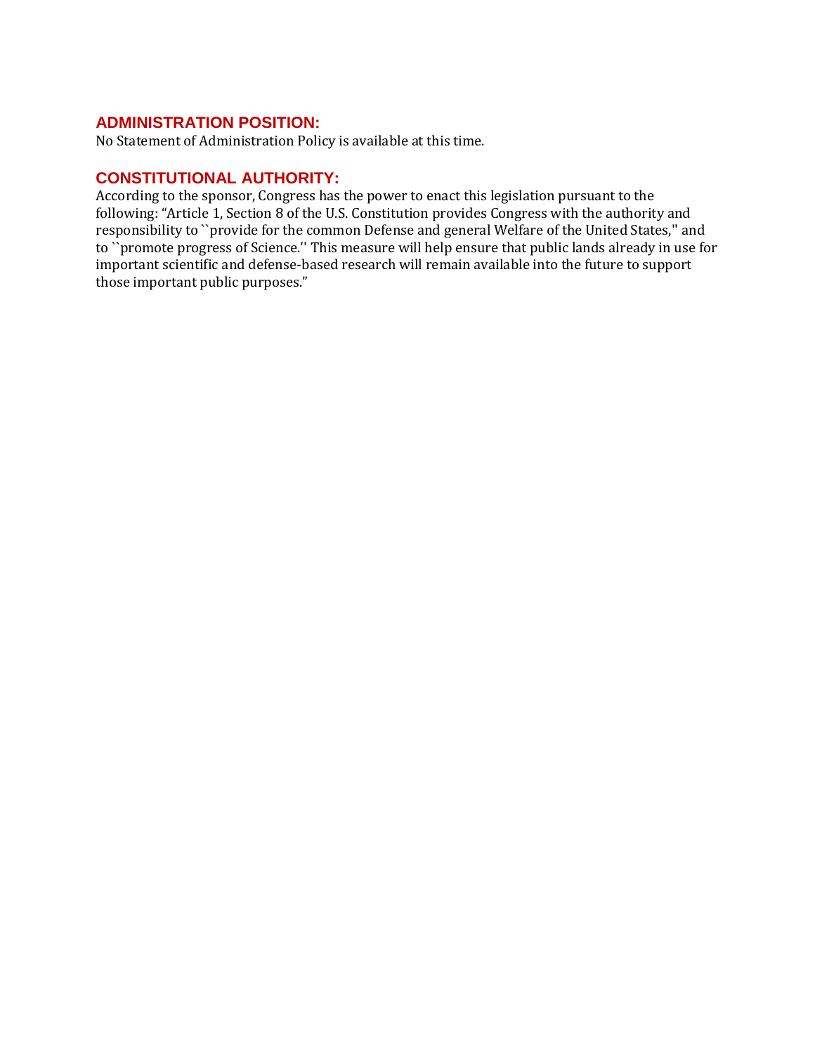## ADMINISTRATION POSITION:

No Statement of Administration Policy is available at this time.

## CONSTITUTIONAL AUTHORITY:

According to the sponsor, Congress has the power to enact this legislation pursuant to the following: "Article 1, Section 8 of the U.S. Constitution provides Congress with the authority and responsibility to ``provide for the common Defense and general Welfare of the United States,'' and to ``promote progress of Science.'' This measure will help ensure that public lands already in use for important scientific and defense-based research will remain available into the future to support those important public purposes."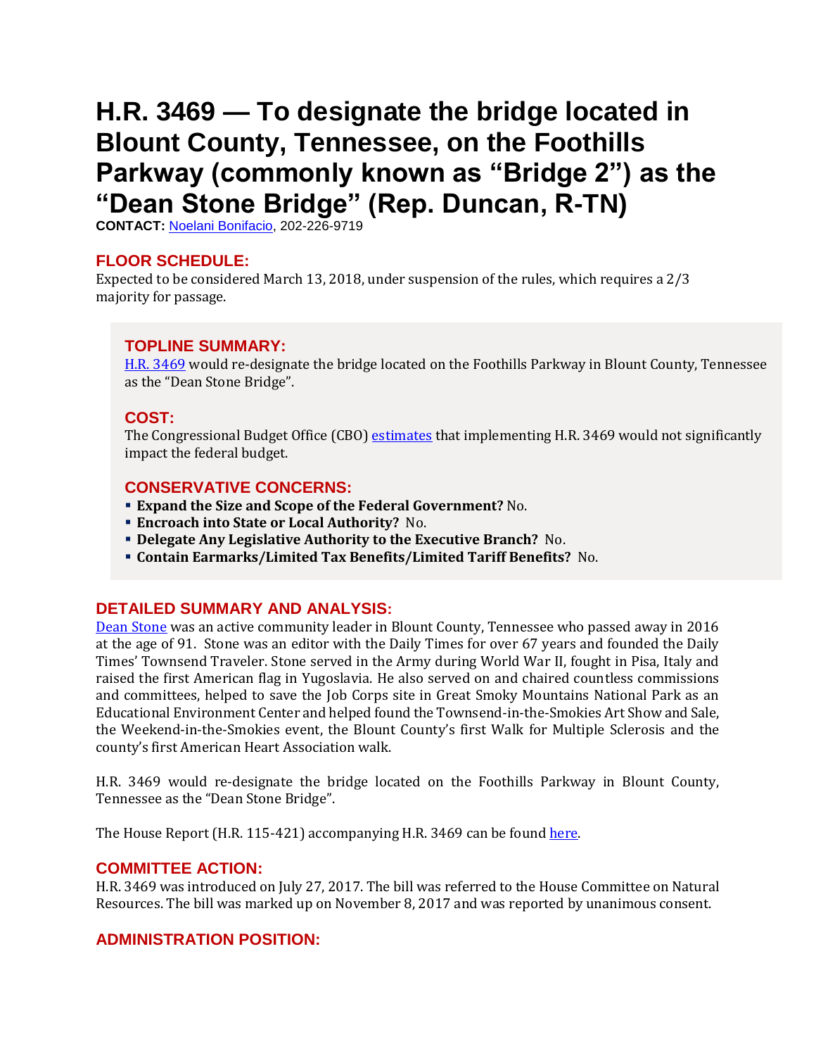# H.R. 3469 — To designate the bridge located in Blount County, Tennessee, on the Foothills Parkway (commonly known as "Bridge 2") as the "Dean Stone Bridge" (Rep. Duncan, R-TN)

**CONTACT:** Noelani Bonifacio, 202-226-9719

## FLOOR SCHEDULE:

Expected to be considered March 13, 2018, under suspension of the rules, which requires a 2/3 majority for passage.

## TOPLINE SUMMARY:

H.R. 3469 would re-designate the bridge located on the Foothills Parkway in Blount County, Tennessee as the "Dean Stone Bridge".

## COST:

The Congressional Budget Office (CBO) estimates that implementing H.R. 3469 would not significantly impact the federal budget.

## CONSERVATIVE CONCERNS:

- **Expand the Size and Scope of the Federal Government?** No.
- **Encroach into State or Local Authority?** No.
- **Delegate Any Legislative Authority to the Executive Branch?** No.
- **Contain Earmarks/Limited Tax Benefits/Limited Tariff Benefits?** No.

## DETAILED SUMMARY AND ANALYSIS:

Dean Stone was an active community leader in Blount County, Tennessee who passed away in 2016 at the age of 91. Stone was an editor with the Daily Times for over 67 years and founded the Daily Times' Townsend Traveler. Stone served in the Army during World War II, fought in Pisa, Italy and raised the first American flag in Yugoslavia. He also served on and chaired countless commissions and committees, helped to save the Job Corps site in Great Smoky Mountains National Park as an Educational Environment Center and helped found the Townsend-in-the-Smokies Art Show and Sale, the Weekend-in-the-Smokies event, the Blount County's first Walk for Multiple Sclerosis and the county's first American Heart Association walk.

H.R. 3469 would re-designate the bridge located on the Foothills Parkway in Blount County, Tennessee as the "Dean Stone Bridge".

The House Report (H.R. 115-421) accompanying H.R. 3469 can be found here.

## COMMITTEE ACTION:

H.R. 3469 was introduced on July 27, 2017. The bill was referred to the House Committee on Natural Resources. The bill was marked up on November 8, 2017 and was reported by unanimous consent.

## ADMINISTRATION POSITION: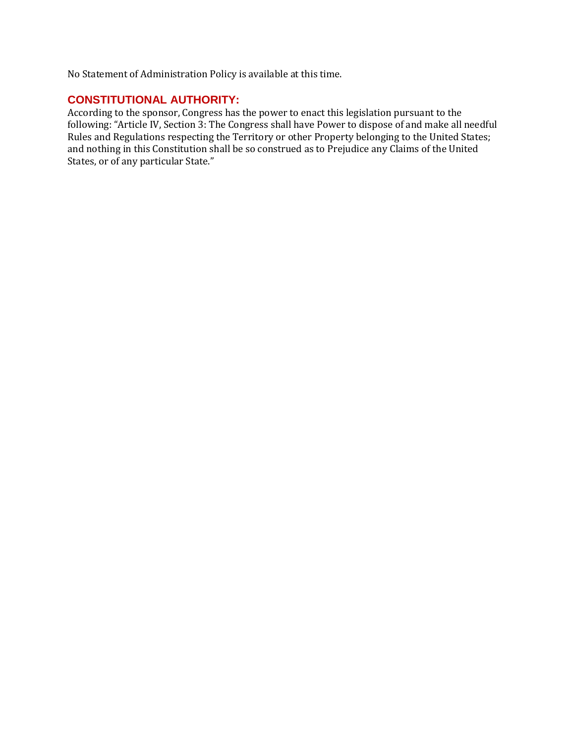No Statement of Administration Policy is available at this time.

## CONSTITUTIONAL AUTHORITY:

According to the sponsor, Congress has the power to enact this legislation pursuant to the following: "Article IV, Section 3: The Congress shall have Power to dispose of and make all needful Rules and Regulations respecting the Territory or other Property belonging to the United States; and nothing in this Constitution shall be so construed as to Prejudice any Claims of the United States, or of any particular State."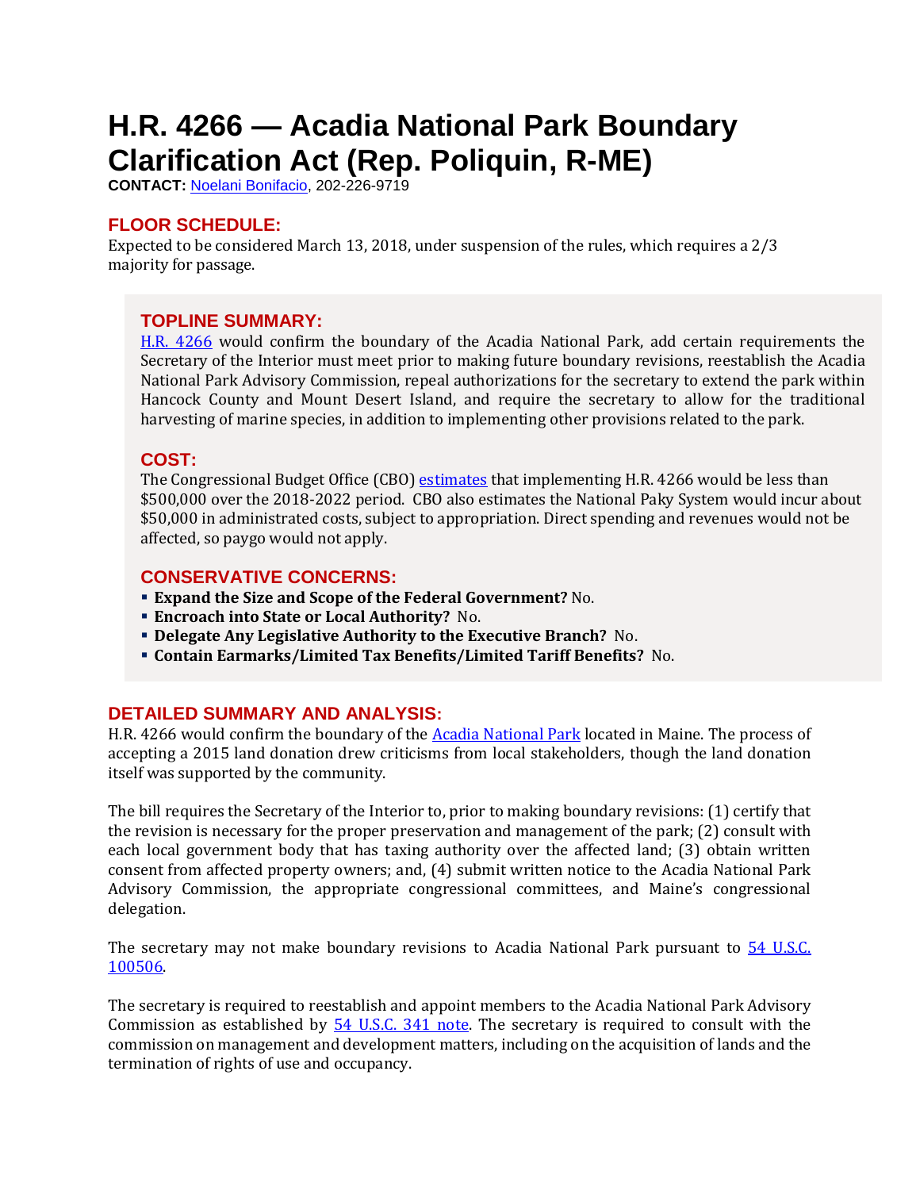# H.R. 4266 — Acadia National Park Boundary Clarification Act (Rep. Poliquin, R-ME)

**CONTACT:** Noelani Bonifacio, 202-226-9719

## FLOOR SCHEDULE:

Expected to be considered March 13, 2018, under suspension of the rules, which requires a 2/3 majority for passage.

## TOPLINE SUMMARY:

H.R. 4266 would confirm the boundary of the Acadia National Park, add certain requirements the Secretary of the Interior must meet prior to making future boundary revisions, reestablish the Acadia National Park Advisory Commission, repeal authorizations for the secretary to extend the park within Hancock County and Mount Desert Island, and require the secretary to allow for the traditional harvesting of marine species, in addition to implementing other provisions related to the park.

## COST:

The Congressional Budget Office (CBO) estimates that implementing H.R. 4266 would be less than $500,000 over the 2018-2022 period. CBO also estimates the National Paky System would incur about $50,000 in administrated costs, subject to appropriation. Direct spending and revenues would not be affected, so paygo would not apply.

## CONSERVATIVE CONCERNS:

- **Expand the Size and Scope of the Federal Government?** No.
- **Encroach into State or Local Authority?** No.
- **Delegate Any Legislative Authority to the Executive Branch?** No.
- **Contain Earmarks/Limited Tax Benefits/Limited Tariff Benefits?** No.

## DETAILED SUMMARY AND ANALYSIS:

H.R. 4266 would confirm the boundary of the Acadia National Park located in Maine. The process of accepting a 2015 land donation drew criticisms from local stakeholders, though the land donation itself was supported by the community.

The bill requires the Secretary of the Interior to, prior to making boundary revisions: (1) certify that the revision is necessary for the proper preservation and management of the park; (2) consult with each local government body that has taxing authority over the affected land; (3) obtain written consent from affected property owners; and, (4) submit written notice to the Acadia National Park Advisory Commission, the appropriate congressional committees, and Maine's congressional delegation.

The secretary may not make boundary revisions to Acadia National Park pursuant to 54 U.S.C. 100506.

The secretary is required to reestablish and appoint members to the Acadia National Park Advisory Commission as established by 54 U.S.C. 341 note. The secretary is required to consult with the commission on management and development matters, including on the acquisition of lands and the termination of rights of use and occupancy.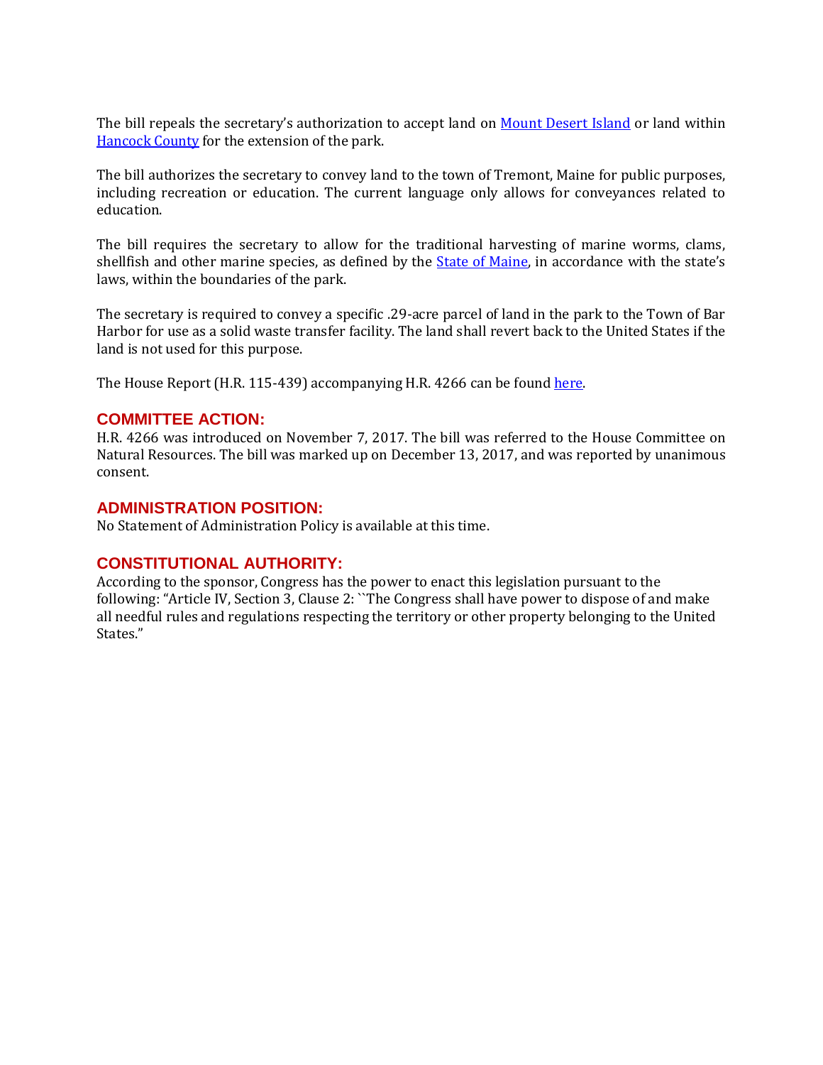The bill repeals the secretary's authorization to accept land on Mount Desert Island or land within Hancock County for the extension of the park.

The bill authorizes the secretary to convey land to the town of Tremont, Maine for public purposes, including recreation or education. The current language only allows for conveyances related to education.

The bill requires the secretary to allow for the traditional harvesting of marine worms, clams, shellfish and other marine species, as defined by the State of Maine, in accordance with the state's laws, within the boundaries of the park.

The secretary is required to convey a specific .29-acre parcel of land in the park to the Town of Bar Harbor for use as a solid waste transfer facility. The land shall revert back to the United States if the land is not used for this purpose.

The House Report (H.R. 115-439) accompanying H.R. 4266 can be found here.

## COMMITTEE ACTION:

H.R. 4266 was introduced on November 7, 2017. The bill was referred to the House Committee on Natural Resources. The bill was marked up on December 13, 2017, and was reported by unanimous consent.

## ADMINISTRATION POSITION:

No Statement of Administration Policy is available at this time.

## CONSTITUTIONAL AUTHORITY:

According to the sponsor, Congress has the power to enact this legislation pursuant to the following: "Article IV, Section 3, Clause 2: ``The Congress shall have power to dispose of and make all needful rules and regulations respecting the territory or other property belonging to the United States."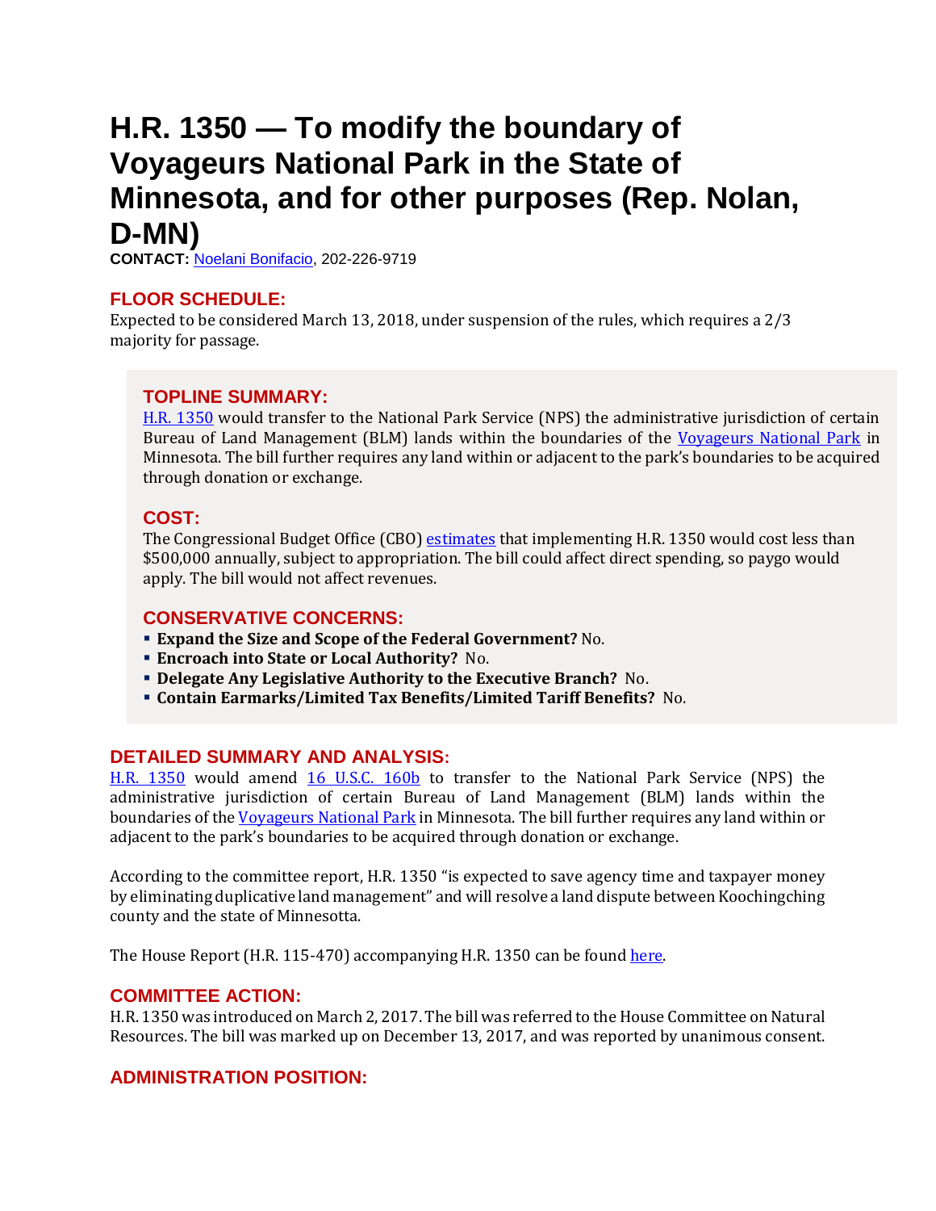# H.R. 1350 — To modify the boundary of Voyageurs National Park in the State of Minnesota, and for other purposes (Rep. Nolan, D-MN)

**CONTACT:** Noelani Bonifacio, 202-226-9719

## FLOOR SCHEDULE:

Expected to be considered March 13, 2018, under suspension of the rules, which requires a 2/3 majority for passage.

## TOPLINE SUMMARY:

H.R. 1350 would transfer to the National Park Service (NPS) the administrative jurisdiction of certain Bureau of Land Management (BLM) lands within the boundaries of the Voyageurs National Park in Minnesota. The bill further requires any land within or adjacent to the park's boundaries to be acquired through donation or exchange.

## COST:

The Congressional Budget Office (CBO) estimates that implementing H.R. 1350 would cost less than $500,000 annually, subject to appropriation. The bill could affect direct spending, so paygo would apply. The bill would not affect revenues.

## CONSERVATIVE CONCERNS:

- **Expand the Size and Scope of the Federal Government?** No.
- **Encroach into State or Local Authority?** No.
- **Delegate Any Legislative Authority to the Executive Branch?** No.
- **Contain Earmarks/Limited Tax Benefits/Limited Tariff Benefits?** No.

## DETAILED SUMMARY AND ANALYSIS:

H.R. 1350 would amend 16 U.S.C. 160b to transfer to the National Park Service (NPS) the administrative jurisdiction of certain Bureau of Land Management (BLM) lands within the boundaries of the Voyageurs National Park in Minnesota. The bill further requires any land within or adjacent to the park's boundaries to be acquired through donation or exchange.

According to the committee report, H.R. 1350 "is expected to save agency time and taxpayer money by eliminating duplicative land management" and will resolve a land dispute between Koochingching county and the state of Minnesotta.

The House Report (H.R. 115-470) accompanying H.R. 1350 can be found here.

## COMMITTEE ACTION:

H.R. 1350 was introduced on March 2, 2017. The bill was referred to the House Committee on Natural Resources. The bill was marked up on December 13, 2017, and was reported by unanimous consent.

## ADMINISTRATION POSITION: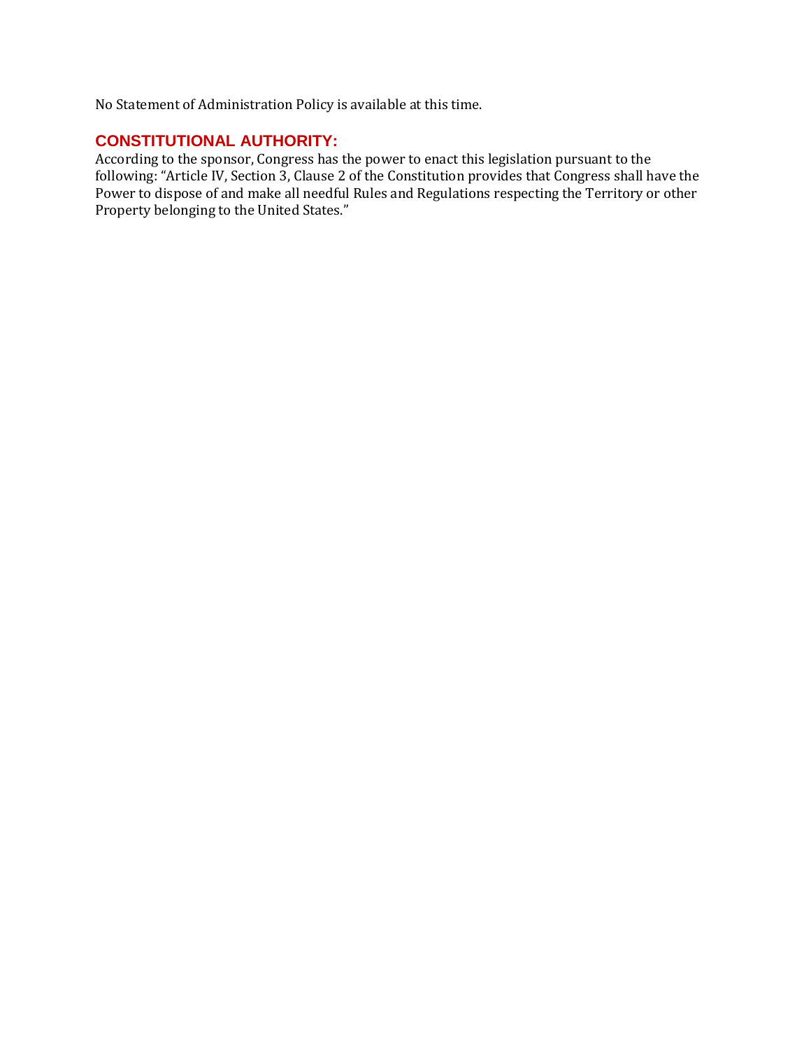No Statement of Administration Policy is available at this time.

## CONSTITUTIONAL AUTHORITY:

According to the sponsor, Congress has the power to enact this legislation pursuant to the following: "Article IV, Section 3, Clause 2 of the Constitution provides that Congress shall have the Power to dispose of and make all needful Rules and Regulations respecting the Territory or other Property belonging to the United States."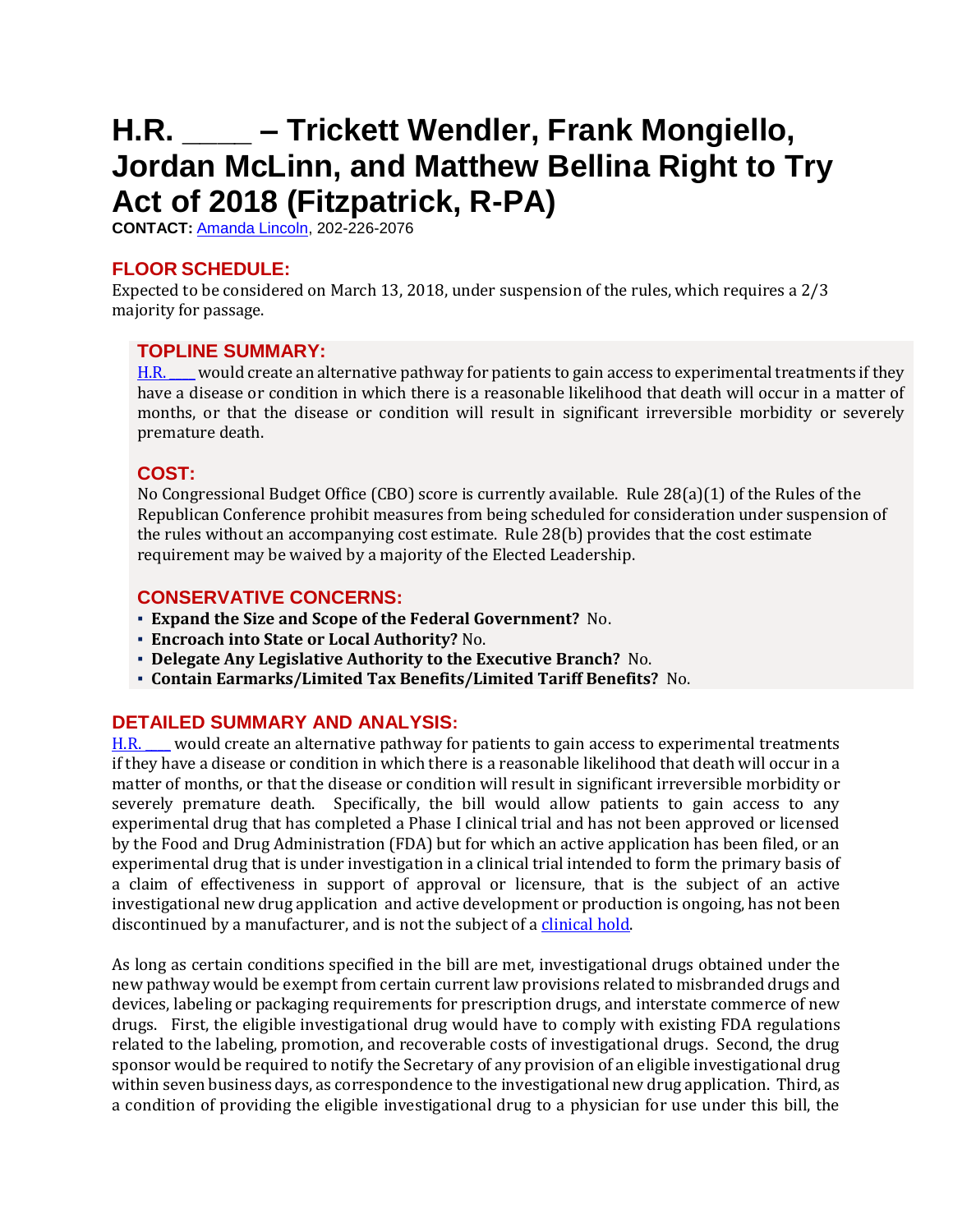# H.R. ____ – Trickett Wendler, Frank Mongiello, Jordan McLinn, and Matthew Bellina Right to Try Act of 2018 (Fitzpatrick, R-PA)

**CONTACT:** Amanda Lincoln, 202-226-2076

## FLOOR SCHEDULE:

Expected to be considered on March 13, 2018, under suspension of the rules, which requires a 2/3 majority for passage.

## TOPLINE SUMMARY:

H.R. ____ would create an alternative pathway for patients to gain access to experimental treatments if they have a disease or condition in which there is a reasonable likelihood that death will occur in a matter of months, or that the disease or condition will result in significant irreversible morbidity or severely premature death.

## COST:

No Congressional Budget Office (CBO) score is currently available. Rule 28(a)(1) of the Rules of the Republican Conference prohibit measures from being scheduled for consideration under suspension of the rules without an accompanying cost estimate. Rule 28(b) provides that the cost estimate requirement may be waived by a majority of the Elected Leadership.

## CONSERVATIVE CONCERNS:

- **Expand the Size and Scope of the Federal Government?** No.
- **Encroach into State or Local Authority?** No.
- **Delegate Any Legislative Authority to the Executive Branch?** No.
- **Contain Earmarks/Limited Tax Benefits/Limited Tariff Benefits?** No.

## DETAILED SUMMARY AND ANALYSIS:

H.R. ____ would create an alternative pathway for patients to gain access to experimental treatments if they have a disease or condition in which there is a reasonable likelihood that death will occur in a matter of months, or that the disease or condition will result in significant irreversible morbidity or severely premature death. Specifically, the bill would allow patients to gain access to any experimental drug that has completed a Phase I clinical trial and has not been approved or licensed by the Food and Drug Administration (FDA) but for which an active application has been filed, or an experimental drug that is under investigation in a clinical trial intended to form the primary basis of a claim of effectiveness in support of approval or licensure, that is the subject of an active investigational new drug application and active development or production is ongoing, has not been discontinued by a manufacturer, and is not the subject of a clinical hold.

As long as certain conditions specified in the bill are met, investigational drugs obtained under the new pathway would be exempt from certain current law provisions related to misbranded drugs and devices, labeling or packaging requirements for prescription drugs, and interstate commerce of new drugs. First, the eligible investigational drug would have to comply with existing FDA regulations related to the labeling, promotion, and recoverable costs of investigational drugs. Second, the drug sponsor would be required to notify the Secretary of any provision of an eligible investigational drug within seven business days, as correspondence to the investigational new drug application. Third, as a condition of providing the eligible investigational drug to a physician for use under this bill, the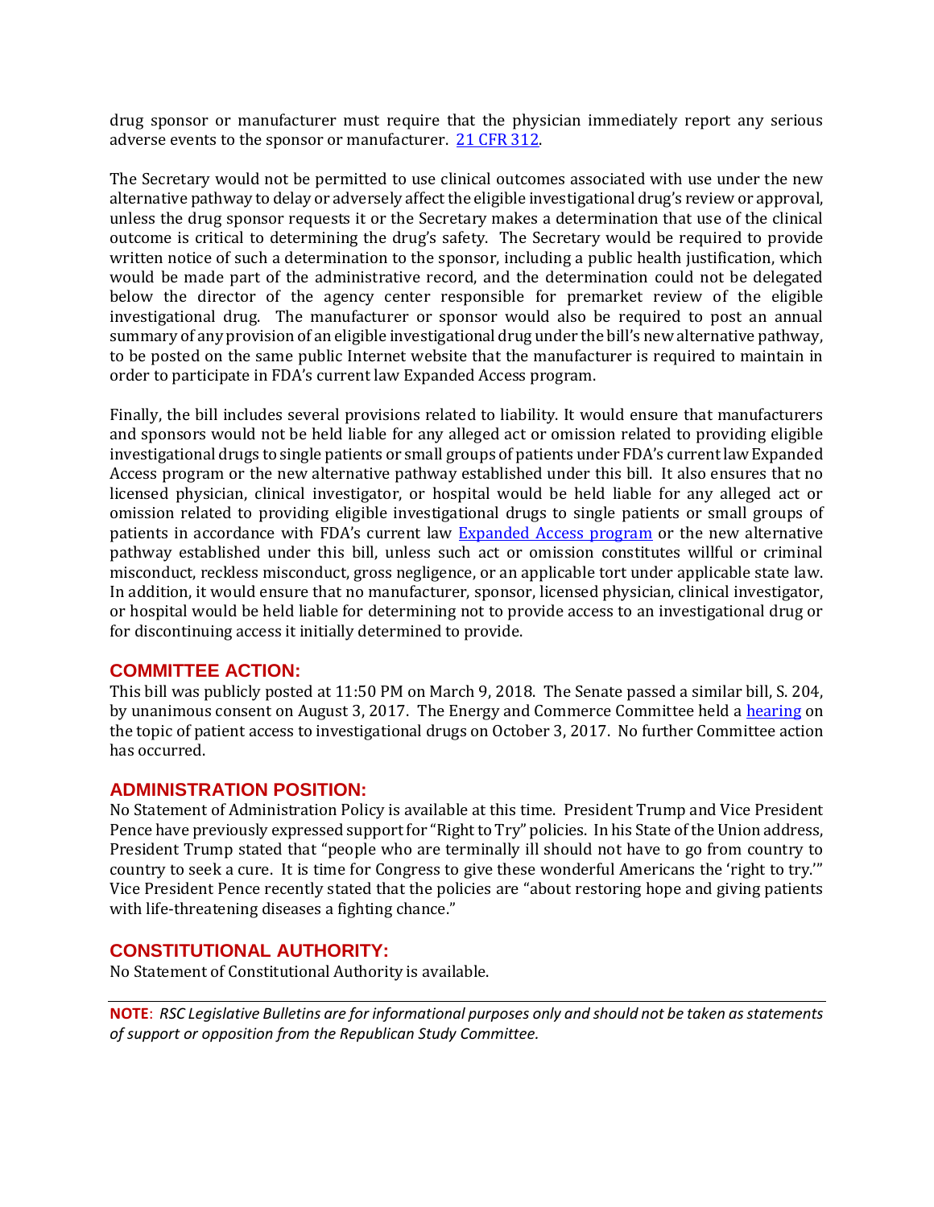drug sponsor or manufacturer must require that the physician immediately report any serious adverse events to the sponsor or manufacturer. [21 CFR 312](#).

The Secretary would not be permitted to use clinical outcomes associated with use under the new alternative pathway to delay or adversely affect the eligible investigational drug's review or approval, unless the drug sponsor requests it or the Secretary makes a determination that use of the clinical outcome is critical to determining the drug's safety. The Secretary would be required to provide written notice of such a determination to the sponsor, including a public health justification, which would be made part of the administrative record, and the determination could not be delegated below the director of the agency center responsible for premarket review of the eligible investigational drug. The manufacturer or sponsor would also be required to post an annual summary of any provision of an eligible investigational drug under the bill's new alternative pathway, to be posted on the same public Internet website that the manufacturer is required to maintain in order to participate in FDA's current law Expanded Access program.

Finally, the bill includes several provisions related to liability. It would ensure that manufacturers and sponsors would not be held liable for any alleged act or omission related to providing eligible investigational drugs to single patients or small groups of patients under FDA's current law Expanded Access program or the new alternative pathway established under this bill. It also ensures that no licensed physician, clinical investigator, or hospital would be held liable for any alleged act or omission related to providing eligible investigational drugs to single patients or small groups of patients in accordance with FDA's current law [Expanded Access program](#) or the new alternative pathway established under this bill, unless such act or omission constitutes willful or criminal misconduct, reckless misconduct, gross negligence, or an applicable tort under applicable state law. In addition, it would ensure that no manufacturer, sponsor, licensed physician, clinical investigator, or hospital would be held liable for determining not to provide access to an investigational drug or for discontinuing access it initially determined to provide.

## COMMITTEE ACTION:

This bill was publicly posted at 11:50 PM on March 9, 2018. The Senate passed a similar bill, S. 204, by unanimous consent on August 3, 2017. The Energy and Commerce Committee held a [hearing](#) on the topic of patient access to investigational drugs on October 3, 2017. No further Committee action has occurred.

## ADMINISTRATION POSITION:

No Statement of Administration Policy is available at this time. President Trump and Vice President Pence have previously expressed support for "Right to Try" policies. In his State of the Union address, President Trump stated that "people who are terminally ill should not have to go from country to country to seek a cure. It is time for Congress to give these wonderful Americans the 'right to try.'" Vice President Pence recently stated that the policies are "about restoring hope and giving patients with life-threatening diseases a fighting chance."

## CONSTITUTIONAL AUTHORITY:

No Statement of Constitutional Authority is available.

---

**NOTE**: *RSC Legislative Bulletins are for informational purposes only and should not be taken as statements of support or opposition from the Republican Study Committee.*